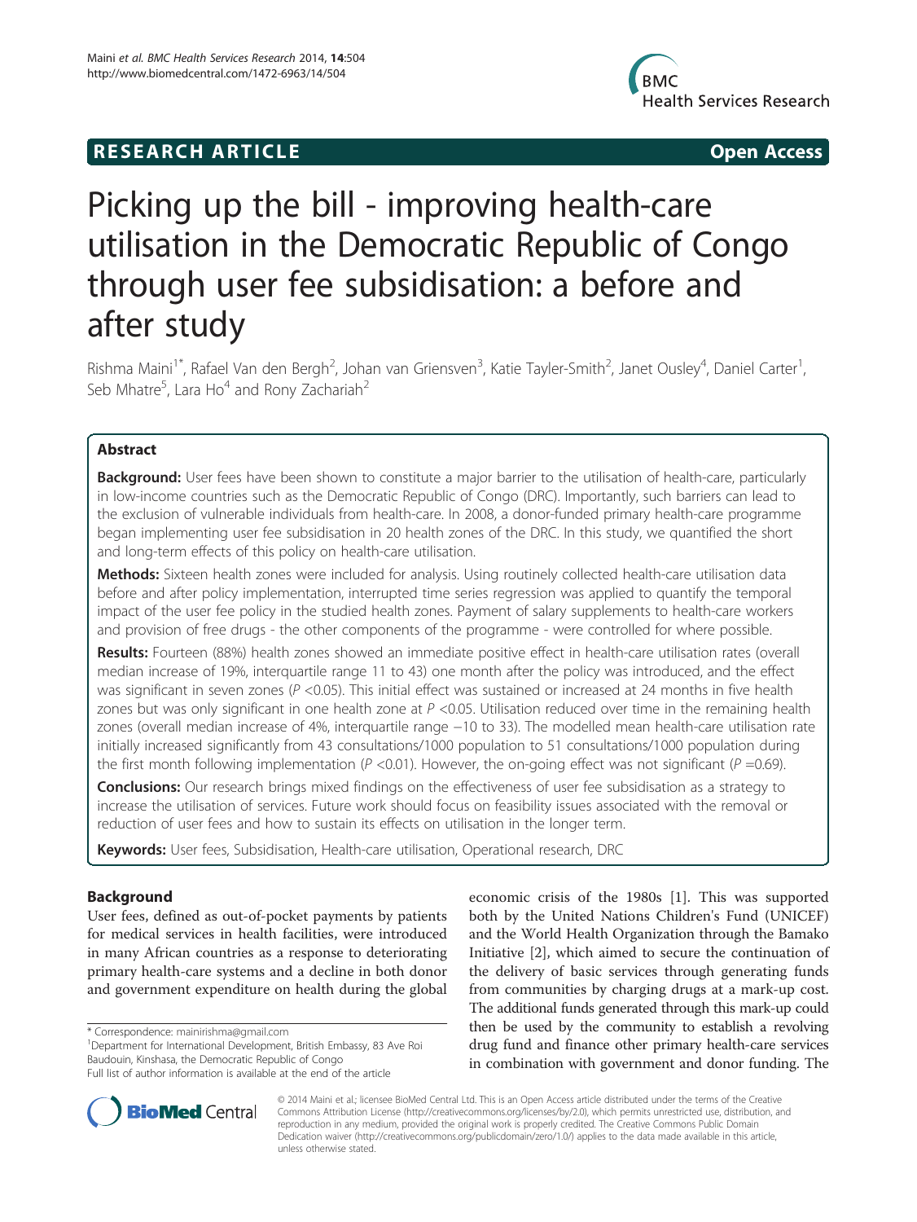**RESEARCH ARTICLE** **Open Access**

# Picking up the bill - improving health-care utilisation in the Democratic Republic of Congo through user fee subsidisation: a before and after study

Rishma Maini[1*], Rafael Van den Bergh[2], Johan van Griensven[3], Katie Tayler-Smith[2], Janet Ousley[4], Daniel Carter[1], Seb Mhatre[5], Lara Ho[4] and Rony Zachariah[2]

## Abstract

**Background:** User fees have been shown to constitute a major barrier to the utilisation of health-care, particularly in low-income countries such as the Democratic Republic of Congo (DRC). Importantly, such barriers can lead to the exclusion of vulnerable individuals from health-care. In 2008, a donor-funded primary health-care programme began implementing user fee subsidisation in 20 health zones of the DRC. In this study, we quantified the short and long-term effects of this policy on health-care utilisation.

**Methods:** Sixteen health zones were included for analysis. Using routinely collected health-care utilisation data before and after policy implementation, interrupted time series regression was applied to quantify the temporal impact of the user fee policy in the studied health zones. Payment of salary supplements to health-care workers and provision of free drugs - the other components of the programme - were controlled for where possible.

**Results:** Fourteen (88%) health zones showed an immediate positive effect in health-care utilisation rates (overall median increase of 19%, interquartile range 11 to 43) one month after the policy was introduced, and the effect was significant in seven zones ($P < 0.05$). This initial effect was sustained or increased at 24 months in five health zones but was only significant in one health zone at $P < 0.05$. Utilisation reduced over time in the remaining health zones (overall median increase of 4%, interquartile range −10 to 33). The modelled mean health-care utilisation rate initially increased significantly from 43 consultations/1000 population to 51 consultations/1000 population during the first month following implementation ($P < 0.01$). However, the on-going effect was not significant ($P = 0.69$).

**Conclusions:** Our research brings mixed findings on the effectiveness of user fee subsidisation as a strategy to increase the utilisation of services. Future work should focus on feasibility issues associated with the removal or reduction of user fees and how to sustain its effects on utilisation in the longer term.

**Keywords:** User fees, Subsidisation, Health-care utilisation, Operational research, DRC

## Background

User fees, defined as out-of-pocket payments by patients for medical services in health facilities, were introduced in many African countries as a response to deteriorating primary health-care systems and a decline in both donor and government expenditure on health during the global economic crisis of the 1980s [1]. This was supported both by the United Nations Children's Fund (UNICEF) and the World Health Organization through the Bamako Initiative [2], which aimed to secure the continuation of the delivery of basic services through generating funds from communities by charging drugs at a mark-up cost. The additional funds generated through this mark-up could then be used by the community to establish a revolving drug fund and finance other primary health-care services in combination with government and donor funding. The

\* Correspondence: mainirishma@gmail.com
[1]Department for International Development, British Embassy, 83 Ave Roi Baudouin, Kinshasa, the Democratic Republic of Congo
Full list of author information is available at the end of the article

© 2014 Maini et al.; licensee BioMed Central Ltd. This is an Open Access article distributed under the terms of the Creative Commons Attribution License (http://creativecommons.org/licenses/by/2.0), which permits unrestricted use, distribution, and reproduction in any medium, provided the original work is properly credited. The Creative Commons Public Domain Dedication waiver (http://creativecommons.org/publicdomain/zero/1.0/) applies to the data made available in this article, unless otherwise stated.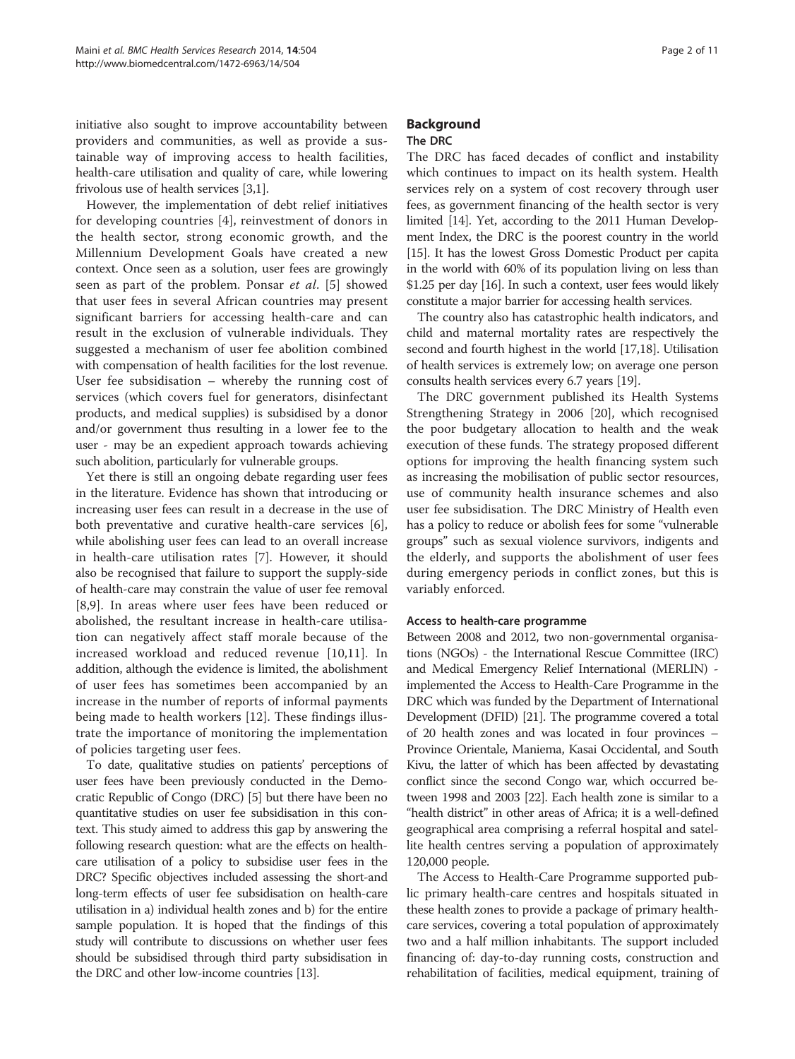initiative also sought to improve accountability between providers and communities, as well as provide a sustainable way of improving access to health facilities, health-care utilisation and quality of care, while lowering frivolous use of health services [3,1].

However, the implementation of debt relief initiatives for developing countries [4], reinvestment of donors in the health sector, strong economic growth, and the Millennium Development Goals have created a new context. Once seen as a solution, user fees are growingly seen as part of the problem. Ponsar *et al*. [5] showed that user fees in several African countries may present significant barriers for accessing health-care and can result in the exclusion of vulnerable individuals. They suggested a mechanism of user fee abolition combined with compensation of health facilities for the lost revenue. User fee subsidisation – whereby the running cost of services (which covers fuel for generators, disinfectant products, and medical supplies) is subsidised by a donor and/or government thus resulting in a lower fee to the user - may be an expedient approach towards achieving such abolition, particularly for vulnerable groups.

Yet there is still an ongoing debate regarding user fees in the literature. Evidence has shown that introducing or increasing user fees can result in a decrease in the use of both preventative and curative health-care services [6], while abolishing user fees can lead to an overall increase in health-care utilisation rates [7]. However, it should also be recognised that failure to support the supply-side of health-care may constrain the value of user fee removal [8,9]. In areas where user fees have been reduced or abolished, the resultant increase in health-care utilisation can negatively affect staff morale because of the increased workload and reduced revenue [10,11]. In addition, although the evidence is limited, the abolishment of user fees has sometimes been accompanied by an increase in the number of reports of informal payments being made to health workers [12]. These findings illustrate the importance of monitoring the implementation of policies targeting user fees.

To date, qualitative studies on patients' perceptions of user fees have been previously conducted in the Democratic Republic of Congo (DRC) [5] but there have been no quantitative studies on user fee subsidisation in this context. This study aimed to address this gap by answering the following research question: what are the effects on health-care utilisation of a policy to subsidise user fees in the DRC? Specific objectives included assessing the short-and long-term effects of user fee subsidisation on health-care utilisation in a) individual health zones and b) for the entire sample population. It is hoped that the findings of this study will contribute to discussions on whether user fees should be subsidised through third party subsidisation in the DRC and other low-income countries [13].

## Background

### The DRC

The DRC has faced decades of conflict and instability which continues to impact on its health system. Health services rely on a system of cost recovery through user fees, as government financing of the health sector is very limited [14]. Yet, according to the 2011 Human Development Index, the DRC is the poorest country in the world [15]. It has the lowest Gross Domestic Product per capita in the world with 60% of its population living on less than $1.25 per day [16]. In such a context, user fees would likely constitute a major barrier for accessing health services.

The country also has catastrophic health indicators, and child and maternal mortality rates are respectively the second and fourth highest in the world [17,18]. Utilisation of health services is extremely low; on average one person consults health services every 6.7 years [19].

The DRC government published its Health Systems Strengthening Strategy in 2006 [20], which recognised the poor budgetary allocation to health and the weak execution of these funds. The strategy proposed different options for improving the health financing system such as increasing the mobilisation of public sector resources, use of community health insurance schemes and also user fee subsidisation. The DRC Ministry of Health even has a policy to reduce or abolish fees for some "vulnerable groups" such as sexual violence survivors, indigents and the elderly, and supports the abolishment of user fees during emergency periods in conflict zones, but this is variably enforced.

#### Access to health-care programme

Between 2008 and 2012, two non-governmental organisations (NGOs) - the International Rescue Committee (IRC) and Medical Emergency Relief International (MERLIN) - implemented the Access to Health-Care Programme in the DRC which was funded by the Department of International Development (DFID) [21]. The programme covered a total of 20 health zones and was located in four provinces – Province Orientale, Maniema, Kasai Occidental, and South Kivu, the latter of which has been affected by devastating conflict since the second Congo war, which occurred between 1998 and 2003 [22]. Each health zone is similar to a "health district" in other areas of Africa; it is a well-defined geographical area comprising a referral hospital and satellite health centres serving a population of approximately 120,000 people.

The Access to Health-Care Programme supported public primary health-care centres and hospitals situated in these health zones to provide a package of primary health-care services, covering a total population of approximately two and a half million inhabitants. The support included financing of: day-to-day running costs, construction and rehabilitation of facilities, medical equipment, training of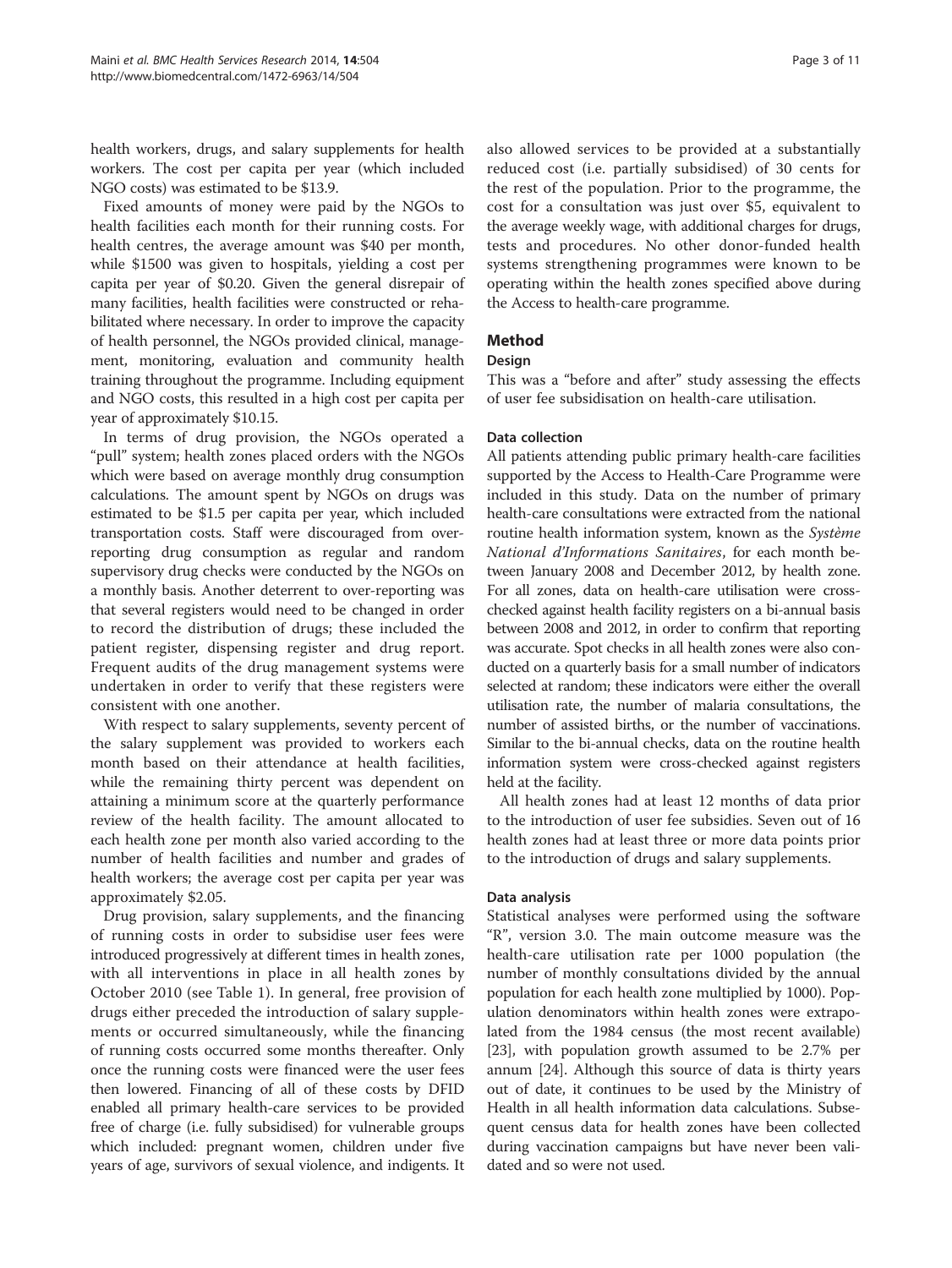health workers, drugs, and salary supplements for health workers. The cost per capita per year (which included NGO costs) was estimated to be $13.9.

Fixed amounts of money were paid by the NGOs to health facilities each month for their running costs. For health centres, the average amount was $40 per month, while $1500 was given to hospitals, yielding a cost per capita per year of $0.20. Given the general disrepair of many facilities, health facilities were constructed or rehabilitated where necessary. In order to improve the capacity of health personnel, the NGOs provided clinical, management, monitoring, evaluation and community health training throughout the programme. Including equipment and NGO costs, this resulted in a high cost per capita per year of approximately $10.15.

In terms of drug provision, the NGOs operated a "pull" system; health zones placed orders with the NGOs which were based on average monthly drug consumption calculations. The amount spent by NGOs on drugs was estimated to be $1.5 per capita per year, which included transportation costs. Staff were discouraged from over-reporting drug consumption as regular and random supervisory drug checks were conducted by the NGOs on a monthly basis. Another deterrent to over-reporting was that several registers would need to be changed in order to record the distribution of drugs; these included the patient register, dispensing register and drug report. Frequent audits of the drug management systems were undertaken in order to verify that these registers were consistent with one another.

With respect to salary supplements, seventy percent of the salary supplement was provided to workers each month based on their attendance at health facilities, while the remaining thirty percent was dependent on attaining a minimum score at the quarterly performance review of the health facility. The amount allocated to each health zone per month also varied according to the number of health facilities and number and grades of health workers; the average cost per capita per year was approximately $2.05.

Drug provision, salary supplements, and the financing of running costs in order to subsidise user fees were introduced progressively at different times in health zones, with all interventions in place in all health zones by October 2010 (see Table 1). In general, free provision of drugs either preceded the introduction of salary supplements or occurred simultaneously, while the financing of running costs occurred some months thereafter. Only once the running costs were financed were the user fees then lowered. Financing of all of these costs by DFID enabled all primary health-care services to be provided free of charge (i.e. fully subsidised) for vulnerable groups which included: pregnant women, children under five years of age, survivors of sexual violence, and indigents. It also allowed services to be provided at a substantially reduced cost (i.e. partially subsidised) of 30 cents for the rest of the population. Prior to the programme, the cost for a consultation was just over $5, equivalent to the average weekly wage, with additional charges for drugs, tests and procedures. No other donor-funded health systems strengthening programmes were known to be operating within the health zones specified above during the Access to health-care programme.

## Method

### Design

This was a "before and after" study assessing the effects of user fee subsidisation on health-care utilisation.

### Data collection

All patients attending public primary health-care facilities supported by the Access to Health-Care Programme were included in this study. Data on the number of primary health-care consultations were extracted from the national routine health information system, known as the *Système National d'Informations Sanitaires*, for each month between January 2008 and December 2012, by health zone. For all zones, data on health-care utilisation were cross-checked against health facility registers on a bi-annual basis between 2008 and 2012, in order to confirm that reporting was accurate. Spot checks in all health zones were also conducted on a quarterly basis for a small number of indicators selected at random; these indicators were either the overall utilisation rate, the number of malaria consultations, the number of assisted births, or the number of vaccinations. Similar to the bi-annual checks, data on the routine health information system were cross-checked against registers held at the facility.

All health zones had at least 12 months of data prior to the introduction of user fee subsidies. Seven out of 16 health zones had at least three or more data points prior to the introduction of drugs and salary supplements.

### Data analysis

Statistical analyses were performed using the software "R", version 3.0. The main outcome measure was the health-care utilisation rate per 1000 population (the number of monthly consultations divided by the annual population for each health zone multiplied by 1000). Population denominators within health zones were extrapolated from the 1984 census (the most recent available) [23], with population growth assumed to be 2.7% per annum [24]. Although this source of data is thirty years out of date, it continues to be used by the Ministry of Health in all health information data calculations. Subsequent census data for health zones have been collected during vaccination campaigns but have never been validated and so were not used.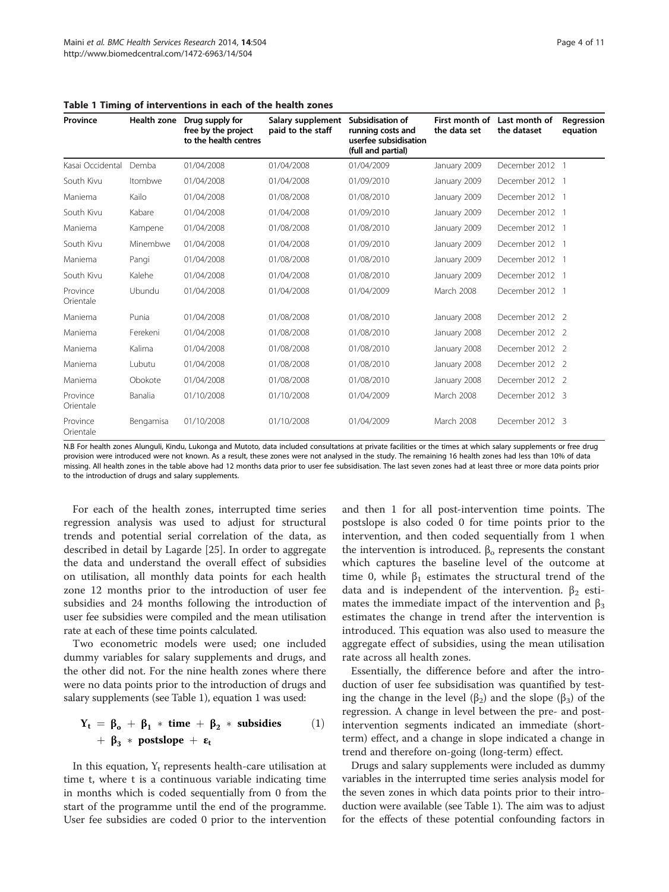**Table 1 Timing of interventions in each of the health zones**

| Province | Health zone | Drug supply for free by the project to the health centres | Salary supplement paid to the staff | Subsidisation of running costs and userfee subsidisation (full and partial) | First month of the data set | Last month of the dataset | Regression equation |
|---|---|---|---|---|---|---|---|
| Kasai Occidental | Demba | 01/04/2008 | 01/04/2008 | 01/04/2009 | January 2009 | December 2012 | 1 |
| South Kivu | Itombwe | 01/04/2008 | 01/04/2008 | 01/09/2010 | January 2009 | December 2012 | 1 |
| Maniema | Kailo | 01/04/2008 | 01/08/2008 | 01/08/2010 | January 2009 | December 2012 | 1 |
| South Kivu | Kabare | 01/04/2008 | 01/04/2008 | 01/09/2010 | January 2009 | December 2012 | 1 |
| Maniema | Kampene | 01/04/2008 | 01/08/2008 | 01/08/2010 | January 2009 | December 2012 | 1 |
| South Kivu | Minembwe | 01/04/2008 | 01/04/2008 | 01/09/2010 | January 2009 | December 2012 | 1 |
| Maniema | Pangi | 01/04/2008 | 01/08/2008 | 01/08/2010 | January 2009 | December 2012 | 1 |
| South Kivu | Kalehe | 01/04/2008 | 01/04/2008 | 01/08/2010 | January 2009 | December 2012 | 1 |
| Province Orientale | Ubundu | 01/04/2008 | 01/04/2008 | 01/04/2009 | March 2008 | December 2012 | 1 |
| Maniema | Punia | 01/04/2008 | 01/08/2008 | 01/08/2010 | January 2008 | December 2012 | 2 |
| Maniema | Ferekeni | 01/04/2008 | 01/08/2008 | 01/08/2010 | January 2008 | December 2012 | 2 |
| Maniema | Kalima | 01/04/2008 | 01/08/2008 | 01/08/2010 | January 2008 | December 2012 | 2 |
| Maniema | Lubutu | 01/04/2008 | 01/08/2008 | 01/08/2010 | January 2008 | December 2012 | 2 |
| Maniema | Obokote | 01/04/2008 | 01/08/2008 | 01/08/2010 | January 2008 | December 2012 | 2 |
| Province Orientale | Banalia | 01/10/2008 | 01/10/2008 | 01/04/2009 | March 2008 | December 2012 | 3 |
| Province Orientale | Bengamisa | 01/10/2008 | 01/10/2008 | 01/04/2009 | March 2008 | December 2012 | 3 |

N.B For health zones Alunguli, Kindu, Lukonga and Mutoto, data included consultations at private facilities or the times at which salary supplements or free drug provision were introduced were not known. As a result, these zones were not analysed in the study. The remaining 16 health zones had less than 10% of data missing. All health zones in the table above had 12 months data prior to user fee subsidisation. The last seven zones had at least three or more data points prior to the introduction of drugs and salary supplements.

For each of the health zones, interrupted time series regression analysis was used to adjust for structural trends and potential serial correlation of the data, as described in detail by Lagarde [25]. In order to aggregate the data and understand the overall effect of subsidies on utilisation, all monthly data points for each health zone 12 months prior to the introduction of user fee subsidies and 24 months following the introduction of user fee subsidies were compiled and the mean utilisation rate at each of these time points calculated.

Two econometric models were used; one included dummy variables for salary supplements and drugs, and the other did not. For the nine health zones where there were no data points prior to the introduction of drugs and salary supplements (see Table 1), equation 1 was used:

$$\mathbf{Y_t = \beta_o + \beta_1 * time + \beta_2 * subsidies + \beta_3 * postslope + \varepsilon_t} \quad (1)$$

In this equation, $Y_t$ represents health-care utilisation at time t, where t is a continuous variable indicating time in months which is coded sequentially from 0 from the start of the programme until the end of the programme. User fee subsidies are coded 0 prior to the intervention and then 1 for all post-intervention time points. The postslope is also coded 0 for time points prior to the intervention, and then coded sequentially from 1 when the intervention is introduced. $\beta_o$ represents the constant which captures the baseline level of the outcome at time 0, while $\beta_1$ estimates the structural trend of the data and is independent of the intervention. $\beta_2$ estimates the immediate impact of the intervention and $\beta_3$ estimates the change in trend after the intervention is introduced. This equation was also used to measure the aggregate effect of subsidies, using the mean utilisation rate across all health zones.

Essentially, the difference before and after the introduction of user fee subsidisation was quantified by testing the change in the level ($\beta_2$) and the slope ($\beta_3$) of the regression. A change in level between the pre- and post-intervention segments indicated an immediate (short-term) effect, and a change in slope indicated a change in trend and therefore on-going (long-term) effect.

Drugs and salary supplements were included as dummy variables in the interrupted time series analysis model for the seven zones in which data points prior to their introduction were available (see Table 1). The aim was to adjust for the effects of these potential confounding factors in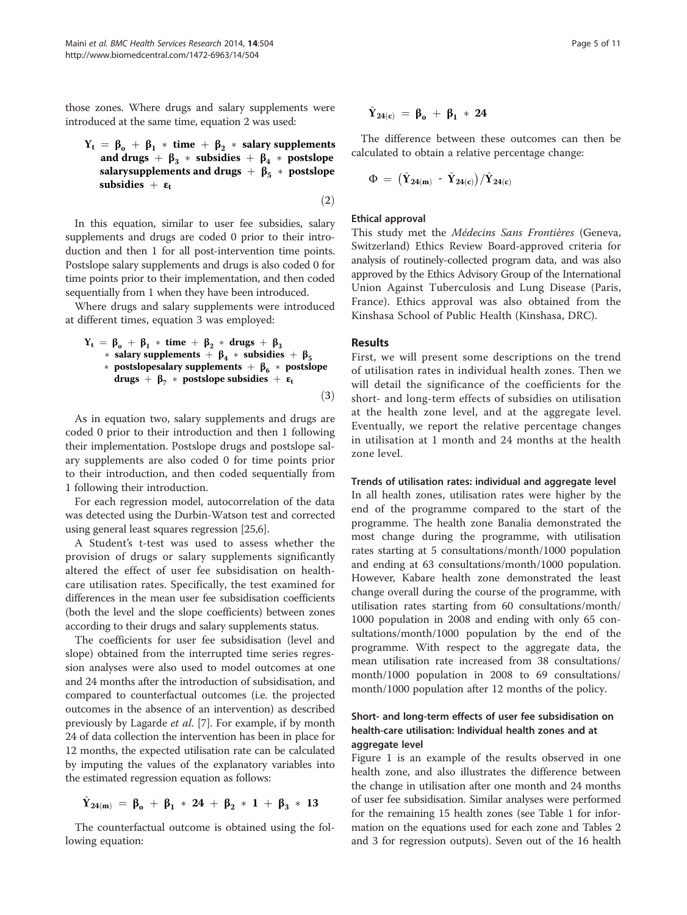those zones. Where drugs and salary supplements were introduced at the same time, equation 2 was used:

$$\mathbf{Y_t = \beta_o + \beta_1 * time + \beta_2 * salary\ supplements\ and\ drugs + \beta_3 * subsidies + \beta_4 * postslope\ salarysupplements\ and\ drugs + \beta_5 * postslope\ subsidies + \varepsilon_t} \quad (2)$$

In this equation, similar to user fee subsidies, salary supplements and drugs are coded 0 prior to their introduction and then 1 for all post-intervention time points. Postslope salary supplements and drugs is also coded 0 for time points prior to their implementation, and then coded sequentially from 1 when they have been introduced.

Where drugs and salary supplements were introduced at different times, equation 3 was employed:

$$\mathbf{Y_t = \beta_o + \beta_1 * time + \beta_2 * drugs + \beta_3 * salary\ supplements + \beta_4 * subsidies + \beta_5 * postslopesalary\ supplements + \beta_6 * postslope\ drugs + \beta_7 * postslope\ subsidies + \varepsilon_t} \quad (3)$$

As in equation two, salary supplements and drugs are coded 0 prior to their introduction and then 1 following their implementation. Postslope drugs and postslope salary supplements are also coded 0 for time points prior to their introduction, and then coded sequentially from 1 following their introduction.

For each regression model, autocorrelation of the data was detected using the Durbin-Watson test and corrected using general least squares regression [25,6].

A Student's t-test was used to assess whether the provision of drugs or salary supplements significantly altered the effect of user fee subsidisation on healthcare utilisation rates. Specifically, the test examined for differences in the mean user fee subsidisation coefficients (both the level and the slope coefficients) between zones according to their drugs and salary supplements status.

The coefficients for user fee subsidisation (level and slope) obtained from the interrupted time series regression analyses were also used to model outcomes at one and 24 months after the introduction of subsidisation, and compared to counterfactual outcomes (i.e. the projected outcomes in the absence of an intervention) as described previously by Lagarde *et al.* [7]. For example, if by month 24 of data collection the intervention has been in place for 12 months, the expected utilisation rate can be calculated by imputing the values of the explanatory variables into the estimated regression equation as follows:

$$\mathbf{\hat{Y}_{24(m)} = \beta_o + \beta_1 * 24 + \beta_2 * 1 + \beta_3 * 13}$$

The counterfactual outcome is obtained using the following equation:

$$\mathbf{\hat{Y}_{24(c)} = \beta_o + \beta_1 * 24}$$

The difference between these outcomes can then be calculated to obtain a relative percentage change:

$$\mathbf{\Phi = \left(\hat{Y}_{24(m)} - \hat{Y}_{24(c)}\right)/\hat{Y}_{24(c)}}$$

### Ethical approval

This study met the *Médecins Sans Frontières* (Geneva, Switzerland) Ethics Review Board-approved criteria for analysis of routinely-collected program data, and was also approved by the Ethics Advisory Group of the International Union Against Tuberculosis and Lung Disease (Paris, France). Ethics approval was also obtained from the Kinshasa School of Public Health (Kinshasa, DRC).

## Results

First, we will present some descriptions on the trend of utilisation rates in individual health zones. Then we will detail the significance of the coefficients for the short- and long-term effects of subsidies on utilisation at the health zone level, and at the aggregate level. Eventually, we report the relative percentage changes in utilisation at 1 month and 24 months at the health zone level.

### Trends of utilisation rates: individual and aggregate level

In all health zones, utilisation rates were higher by the end of the programme compared to the start of the programme. The health zone Banalia demonstrated the most change during the programme, with utilisation rates starting at 5 consultations/month/1000 population and ending at 63 consultations/month/1000 population. However, Kabare health zone demonstrated the least change overall during the course of the programme, with utilisation rates starting from 60 consultations/month/1000 population in 2008 and ending with only 65 consultations/month/1000 population by the end of the programme. With respect to the aggregate data, the mean utilisation rate increased from 38 consultations/month/1000 population in 2008 to 69 consultations/month/1000 population after 12 months of the policy.

### Short- and long-term effects of user fee subsidisation on health-care utilisation: Individual health zones and at aggregate level

Figure 1 is an example of the results observed in one health zone, and also illustrates the difference between the change in utilisation after one month and 24 months of user fee subsidisation. Similar analyses were performed for the remaining 15 health zones (see Table 1 for information on the equations used for each zone and Tables 2 and 3 for regression outputs). Seven out of the 16 health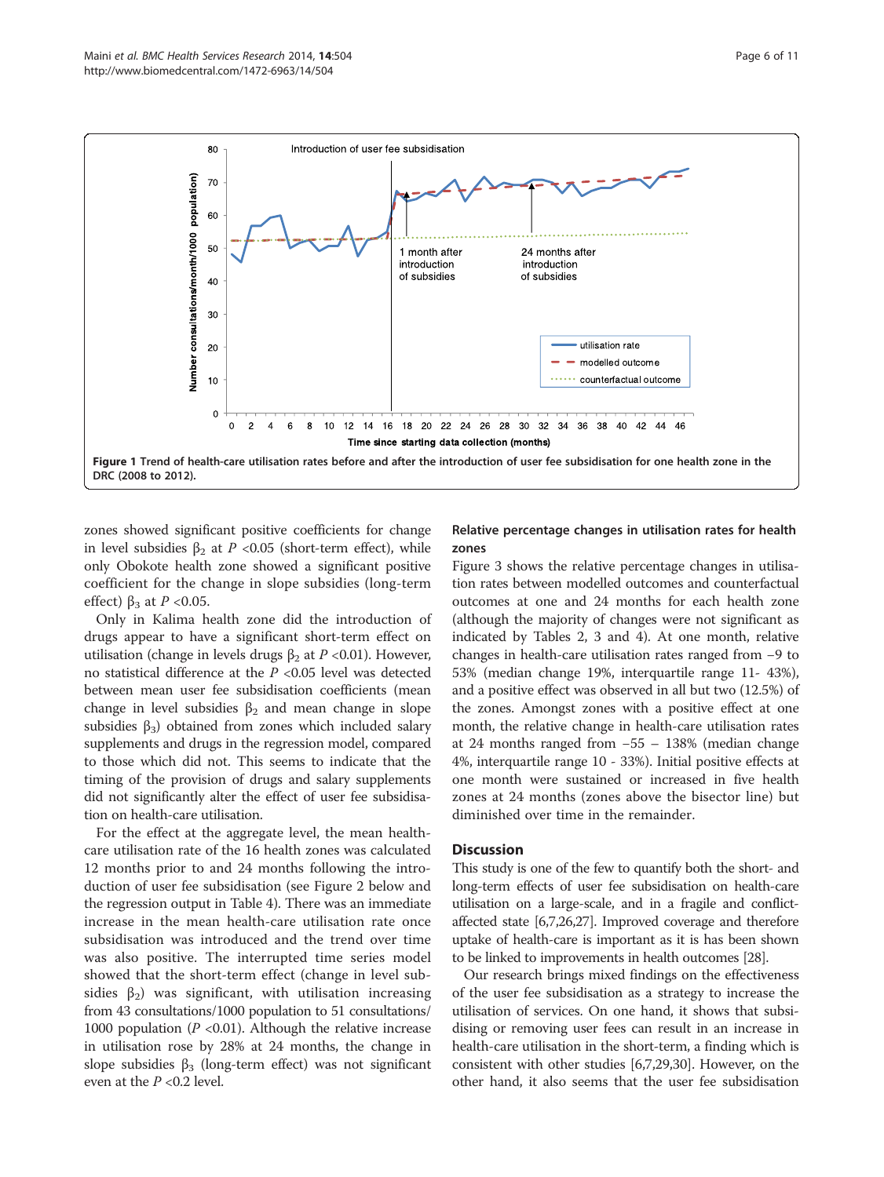Figure 1 Trend of health-care utilisation rates before and after the introduction of user fee subsidisation for one health zone in the DRC (2008 to 2012).

zones showed significant positive coefficients for change in level subsidies $\beta_2$ at $P$ <0.05 (short-term effect), while only Obokote health zone showed a significant positive coefficient for the change in slope subsidies (long-term effect) $\beta_3$ at $P$ <0.05.

Only in Kalima health zone did the introduction of drugs appear to have a significant short-term effect on utilisation (change in levels drugs $\beta_2$ at $P$ <0.01). However, no statistical difference at the $P$ <0.05 level was detected between mean user fee subsidisation coefficients (mean change in level subsidies $\beta_2$ and mean change in slope subsidies $\beta_3$) obtained from zones which included salary supplements and drugs in the regression model, compared to those which did not. This seems to indicate that the timing of the provision of drugs and salary supplements did not significantly alter the effect of user fee subsidisation on health-care utilisation.

For the effect at the aggregate level, the mean health-care utilisation rate of the 16 health zones was calculated 12 months prior to and 24 months following the introduction of user fee subsidisation (see Figure 2 below and the regression output in Table 4). There was an immediate increase in the mean health-care utilisation rate once subsidisation was introduced and the trend over time was also positive. The interrupted time series model showed that the short-term effect (change in level subsidies $\beta_2$) was significant, with utilisation increasing from 43 consultations/1000 population to 51 consultations/1000 population ($P$ <0.01). Although the relative increase in utilisation rose by 28% at 24 months, the change in slope subsidies $\beta_3$ (long-term effect) was not significant even at the $P$ <0.2 level.

### Relative percentage changes in utilisation rates for health zones

Figure 3 shows the relative percentage changes in utilisation rates between modelled outcomes and counterfactual outcomes at one and 24 months for each health zone (although the majority of changes were not significant as indicated by Tables 2, 3 and 4). At one month, relative changes in health-care utilisation rates ranged from −9 to 53% (median change 19%, interquartile range 11- 43%), and a positive effect was observed in all but two (12.5%) of the zones. Amongst zones with a positive effect at one month, the relative change in health-care utilisation rates at 24 months ranged from −55 – 138% (median change 4%, interquartile range 10 - 33%). Initial positive effects at one month were sustained or increased in five health zones at 24 months (zones above the bisector line) but diminished over time in the remainder.

## Discussion

This study is one of the few to quantify both the short- and long-term effects of user fee subsidisation on health-care utilisation on a large-scale, and in a fragile and conflict-affected state [6,7,26,27]. Improved coverage and therefore uptake of health-care is important as it is has been shown to be linked to improvements in health outcomes [28].

Our research brings mixed findings on the effectiveness of the user fee subsidisation as a strategy to increase the utilisation of services. On one hand, it shows that subsidising or removing user fees can result in an increase in health-care utilisation in the short-term, a finding which is consistent with other studies [6,7,29,30]. However, on the other hand, it also seems that the user fee subsidisation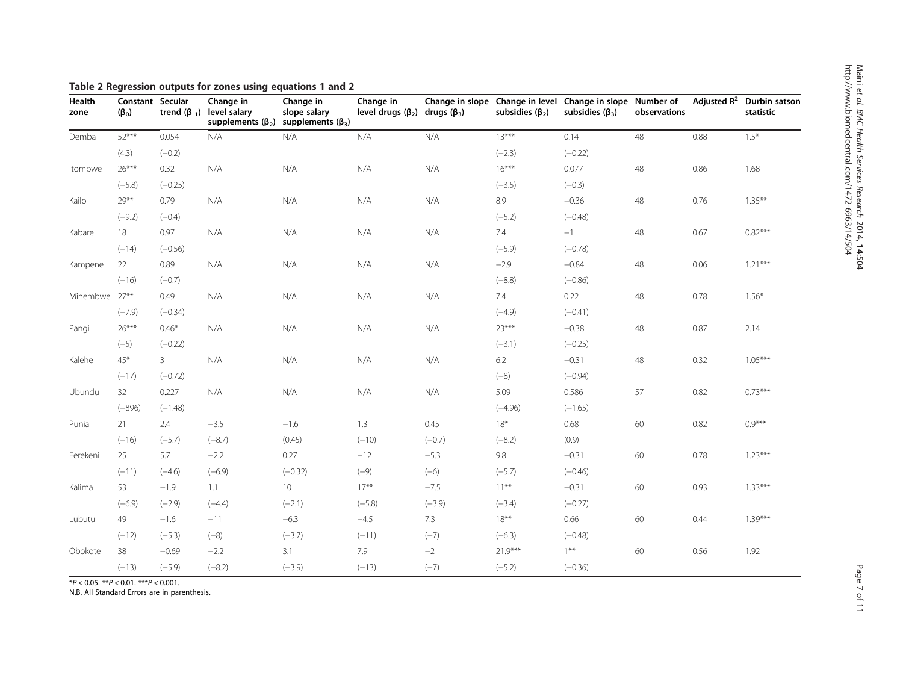**Table 2 Regression outputs for zones using equations 1 and 2**

| Health zone | Constant ($\beta_0$) | Secular trend ($\beta_1$) | Change in level salary supplements ($\beta_2$) | Change in slope salary supplements ($\beta_3$) | Change in level drugs ($\beta_2$) | Change in slope drugs ($\beta_3$) | Change in level subsidies ($\beta_2$) | Change in slope subsidies ($\beta_3$) | Number of observations | Adjusted $R^2$ | Durbin satson statistic |
|---|---|---|---|---|---|---|---|---|---|---|---|
| Demba | 52*** | 0.054 | N/A | N/A | N/A | N/A | 13*** | 0.14 | 48 | 0.88 | 1.5* |
| | (4.3) | (−0.2) | | | | | (−2.3) | (−0.22) | | | |
| Itombwe | 26*** | 0.32 | N/A | N/A | N/A | N/A | 16*** | 0.077 | 48 | 0.86 | 1.68 |
| | (−5.8) | (−0.25) | | | | | (−3.5) | (−0.3) | | | |
| Kailo | 29** | 0.79 | N/A | N/A | N/A | N/A | 8.9 | −0.36 | 48 | 0.76 | 1.35** |
| | (−9.2) | (−0.4) | | | | | (−5.2) | (−0.48) | | | |
| Kabare | 18 | 0.97 | N/A | N/A | N/A | N/A | 7.4 | −1 | 48 | 0.67 | 0.82*** |
| | (−14) | (−0.56) | | | | | (−5.9) | (−0.78) | | | |
| Kampene | 22 | 0.89 | N/A | N/A | N/A | N/A | −2.9 | −0.84 | 48 | 0.06 | 1.21*** |
| | (−16) | (−0.7) | | | | | (−8.8) | (−0.86) | | | |
| Minembwe | 27** | 0.49 | N/A | N/A | N/A | N/A | 7.4 | 0.22 | 48 | 0.78 | 1.56* |
| | (−7.9) | (−0.34) | | | | | (−4.9) | (−0.41) | | | |
| Pangi | 26*** | 0.46* | N/A | N/A | N/A | N/A | 23*** | −0.38 | 48 | 0.87 | 2.14 |
| | (−5) | (−0.22) | | | | | (−3.1) | (−0.25) | | | |
| Kalehe | 45* | 3 | N/A | N/A | N/A | N/A | 6.2 | −0.31 | 48 | 0.32 | 1.05*** |
| | (−17) | (−0.72) | | | | | (−8) | (−0.94) | | | |
| Ubundu | 32 | 0.227 | N/A | N/A | N/A | N/A | 5.09 | 0.586 | 57 | 0.82 | 0.73*** |
| | (−896) | (−1.48) | | | | | (−4.96) | (−1.65) | | | |
| Punia | 21 | 2.4 | −3.5 | −1.6 | 1.3 | 0.45 | 18* | 0.68 | 60 | 0.82 | 0.9*** |
| | (−16) | (−5.7) | (−8.7) | (0.45) | (−10) | (−0.7) | (−8.2) | (0.9) | | | |
| Ferekeni | 25 | 5.7 | −2.2 | 0.27 | −12 | −5.3 | 9.8 | −0.31 | 60 | 0.78 | 1.23*** |
| | (−11) | (−4.6) | (−6.9) | (−0.32) | (−9) | (−6) | (−5.7) | (−0.46) | | | |
| Kalima | 53 | −1.9 | 1.1 | 10 | 17** | −7.5 | 11** | −0.31 | 60 | 0.93 | 1.33*** |
| | (−6.9) | (−2.9) | (−4.4) | (−2.1) | (−5.8) | (−3.9) | (−3.4) | (−0.27) | | | |
| Lubutu | 49 | −1.6 | −11 | −6.3 | −4.5 | 7.3 | 18** | 0.66 | 60 | 0.44 | 1.39*** |
| | (−12) | (−5.3) | (−8) | (−3.7) | (−11) | (−7) | (−6.3) | (−0.48) | | | |
| Obokote | 38 | −0.69 | −2.2 | 3.1 | 7.9 | −2 | 21.9*** | 1** | 60 | 0.56 | 1.92 |
| | (−13) | (−5.9) | (−8.2) | (−3.9) | (−13) | (−7) | (−5.2) | (−0.36) | | | |

*$P < 0.05$. **$P < 0.01$. ***$P < 0.001$.

N.B. All Standard Errors are in parenthesis.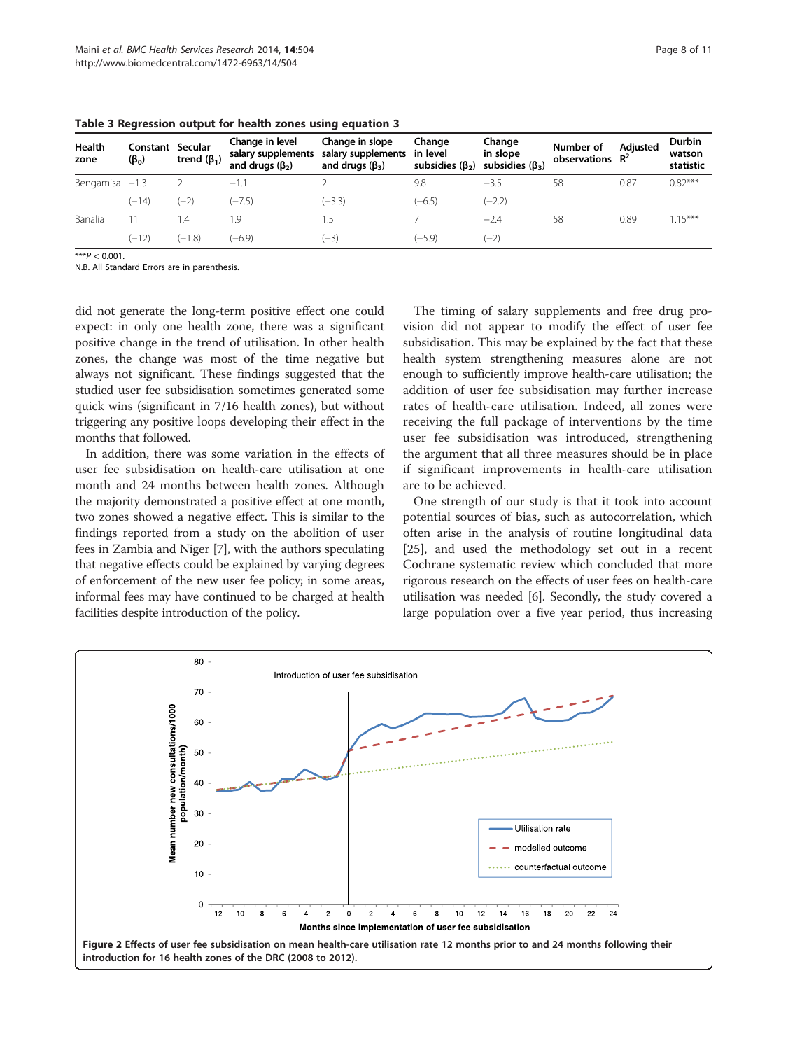**Table 3 Regression output for health zones using equation 3**

| Health zone | Constant ($\beta_0$) | Secular trend ($\beta_1$) | Change in level salary supplements and drugs ($\beta_2$) | Change in slope salary supplements and drugs ($\beta_3$) | Change in level subsidies ($\beta_2$) | Change in slope subsidies ($\beta_3$) | Number of observations | Adjusted $R^2$ | Durbin watson statistic |
|---|---|---|---|---|---|---|---|---|---|
| Bengamisa | −1.3 | 2 | −1.1 | 2 | 9.8 | −3.5 | 58 | 0.87 | 0.82*** |
| | (−14) | (−2) | (−7.5) | (−3.3) | (−6.5) | (−2.2) | | | |
| Banalia | 11 | 1.4 | 1.9 | 1.5 | 7 | −2.4 | 58 | 0.89 | 1.15*** |
| | (−12) | (−1.8) | (−6.9) | (−3) | (−5.9) | (−2) | | | |

***$P < 0.001$.
N.B. All Standard Errors are in parenthesis.

did not generate the long-term positive effect one could expect: in only one health zone, there was a significant positive change in the trend of utilisation. In other health zones, the change was most of the time negative but always not significant. These findings suggested that the studied user fee subsidisation sometimes generated some quick wins (significant in 7/16 health zones), but without triggering any positive loops developing their effect in the months that followed.

In addition, there was some variation in the effects of user fee subsidisation on health-care utilisation at one month and 24 months between health zones. Although the majority demonstrated a positive effect at one month, two zones showed a negative effect. This is similar to the findings reported from a study on the abolition of user fees in Zambia and Niger [7], with the authors speculating that negative effects could be explained by varying degrees of enforcement of the new user fee policy; in some areas, informal fees may have continued to be charged at health facilities despite introduction of the policy.

The timing of salary supplements and free drug provision did not appear to modify the effect of user fee subsidisation. This may be explained by the fact that these health system strengthening measures alone are not enough to sufficiently improve health-care utilisation; the addition of user fee subsidisation may further increase rates of health-care utilisation. Indeed, all zones were receiving the full package of interventions by the time user fee subsidisation was introduced, strengthening the argument that all three measures should be in place if significant improvements in health-care utilisation are to be achieved.

One strength of our study is that it took into account potential sources of bias, such as autocorrelation, which often arise in the analysis of routine longitudinal data [25], and used the methodology set out in a recent Cochrane systematic review which concluded that more rigorous research on the effects of user fees on health-care utilisation was needed [6]. Secondly, the study covered a large population over a five year period, thus increasing

**Figure 2** Effects of user fee subsidisation on mean health-care utilisation rate 12 months prior to and 24 months following their introduction for 16 health zones of the DRC (2008 to 2012).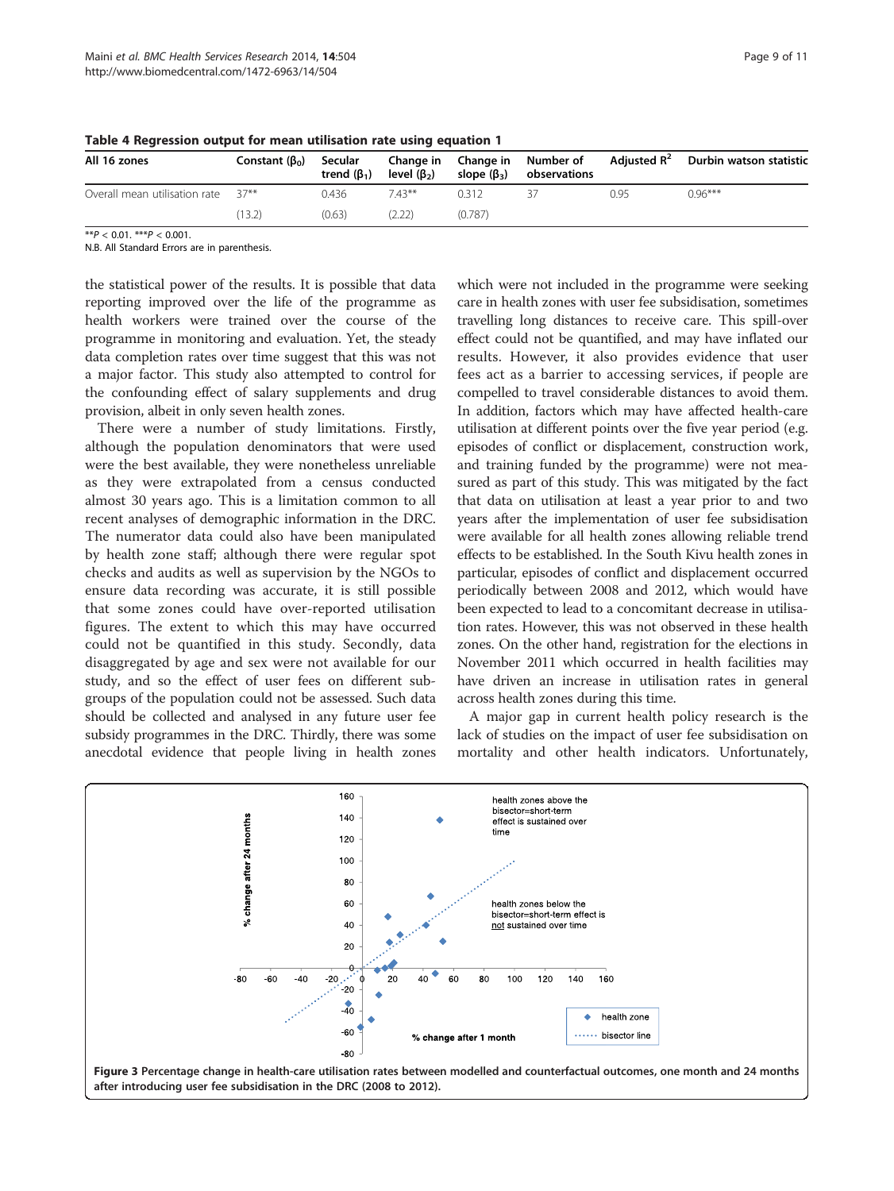**Table 4 Regression output for mean utilisation rate using equation 1**

| All 16 zones | Constant ($\beta_0$) | Secular trend ($\beta_1$) | Change in level ($\beta_2$) | Change in slope ($\beta_3$) | Number of observations | Adjusted $R^2$ | Durbin watson statistic |
|---|---|---|---|---|---|---|---|
| Overall mean utilisation rate | 37** | 0.436 | 7.43** | 0.312 | 37 | 0.95 | 0.96*** |
| | (13.2) | (0.63) | (2.22) | (0.787) | | | |

**$P < 0.01$. ***$P < 0.001$.

N.B. All Standard Errors are in parenthesis.

the statistical power of the results. It is possible that data reporting improved over the life of the programme as health workers were trained over the course of the programme in monitoring and evaluation. Yet, the steady data completion rates over time suggest that this was not a major factor. This study also attempted to control for the confounding effect of salary supplements and drug provision, albeit in only seven health zones.

There were a number of study limitations. Firstly, although the population denominators that were used were the best available, they were nonetheless unreliable as they were extrapolated from a census conducted almost 30 years ago. This is a limitation common to all recent analyses of demographic information in the DRC. The numerator data could also have been manipulated by health zone staff; although there were regular spot checks and audits as well as supervision by the NGOs to ensure data recording was accurate, it is still possible that some zones could have over-reported utilisation figures. The extent to which this may have occurred could not be quantified in this study. Secondly, data disaggregated by age and sex were not available for our study, and so the effect of user fees on different sub-groups of the population could not be assessed. Such data should be collected and analysed in any future user fee subsidy programmes in the DRC. Thirdly, there was some anecdotal evidence that people living in health zones which were not included in the programme were seeking care in health zones with user fee subsidisation, sometimes travelling long distances to receive care. This spill-over effect could not be quantified, and may have inflated our results. However, it also provides evidence that user fees act as a barrier to accessing services, if people are compelled to travel considerable distances to avoid them. In addition, factors which may have affected health-care utilisation at different points over the five year period (e.g. episodes of conflict or displacement, construction work, and training funded by the programme) were not measured as part of this study. This was mitigated by the fact that data on utilisation at least a year prior to and two years after the implementation of user fee subsidisation were available for all health zones allowing reliable trend effects to be established. In the South Kivu health zones in particular, episodes of conflict and displacement occurred periodically between 2008 and 2012, which would have been expected to lead to a concomitant decrease in utilisation rates. However, this was not observed in these health zones. On the other hand, registration for the elections in November 2011 which occurred in health facilities may have driven an increase in utilisation rates in general across health zones during this time.

A major gap in current health policy research is the lack of studies on the impact of user fee subsidisation on mortality and other health indicators. Unfortunately,

% change after 24 months

% change after 1 month

health zones above the bisector=short-term effect is sustained over time

health zones below the bisector=short-term effect is not sustained over time

health zone

bisector line

**Figure 3** Percentage change in health-care utilisation rates between modelled and counterfactual outcomes, one month and 24 months after introducing user fee subsidisation in the DRC (2008 to 2012).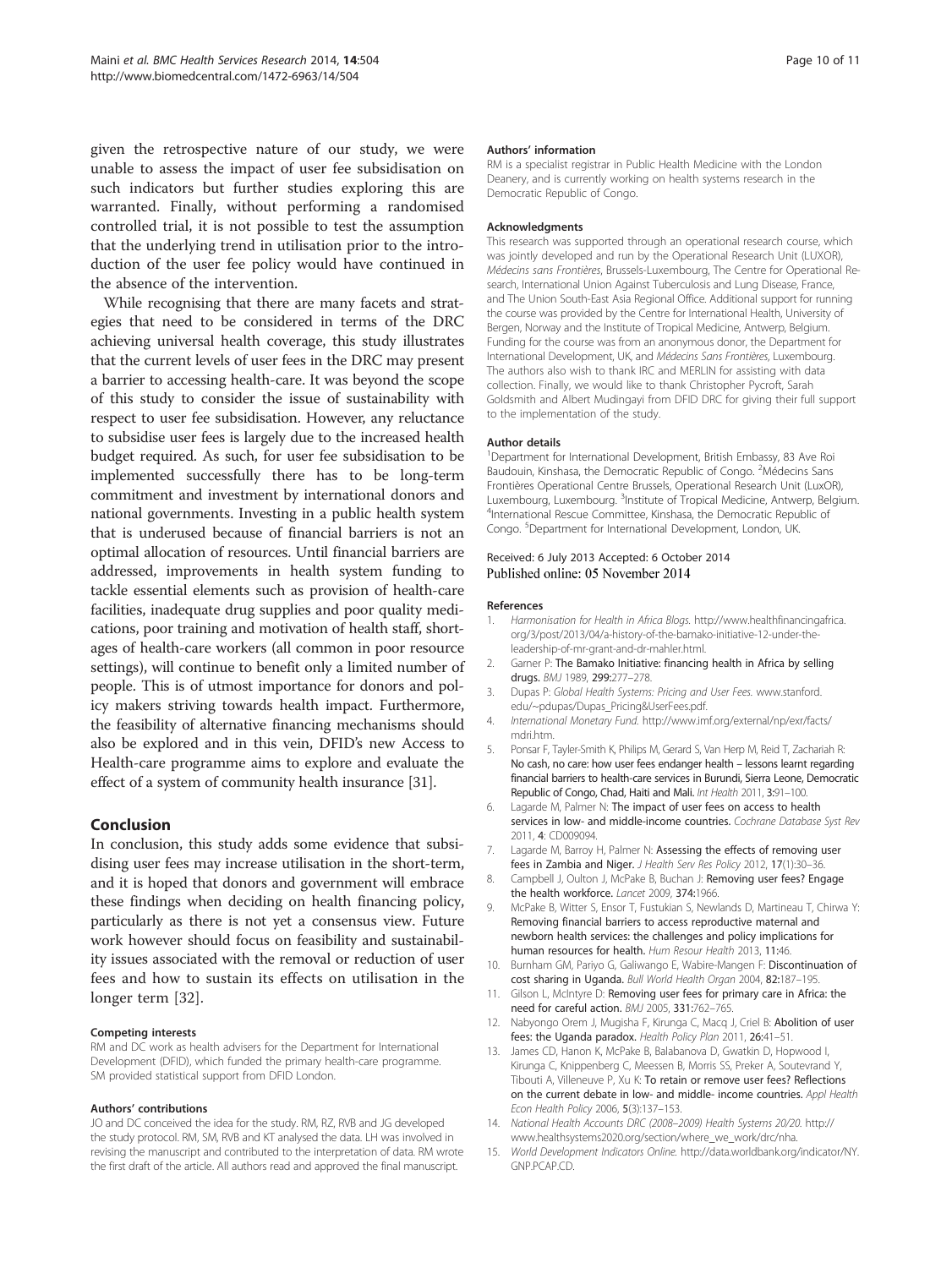given the retrospective nature of our study, we were unable to assess the impact of user fee subsidisation on such indicators but further studies exploring this are warranted. Finally, without performing a randomised controlled trial, it is not possible to test the assumption that the underlying trend in utilisation prior to the introduction of the user fee policy would have continued in the absence of the intervention.

While recognising that there are many facets and strategies that need to be considered in terms of the DRC achieving universal health coverage, this study illustrates that the current levels of user fees in the DRC may present a barrier to accessing health-care. It was beyond the scope of this study to consider the issue of sustainability with respect to user fee subsidisation. However, any reluctance to subsidise user fees is largely due to the increased health budget required. As such, for user fee subsidisation to be implemented successfully there has to be long-term commitment and investment by international donors and national governments. Investing in a public health system that is underused because of financial barriers is not an optimal allocation of resources. Until financial barriers are addressed, improvements in health system funding to tackle essential elements such as provision of health-care facilities, inadequate drug supplies and poor quality medications, poor training and motivation of health staff, shortages of health-care workers (all common in poor resource settings), will continue to benefit only a limited number of people. This is of utmost importance for donors and policy makers striving towards health impact. Furthermore, the feasibility of alternative financing mechanisms should also be explored and in this vein, DFID's new Access to Health-care programme aims to explore and evaluate the effect of a system of community health insurance [31].

## Conclusion

In conclusion, this study adds some evidence that subsidising user fees may increase utilisation in the short-term, and it is hoped that donors and government will embrace these findings when deciding on health financing policy, particularly as there is not yet a consensus view. Future work however should focus on feasibility and sustainability issues associated with the removal or reduction of user fees and how to sustain its effects on utilisation in the longer term [32].

#### Competing interests

RM and DC work as health advisers for the Department for International Development (DFID), which funded the primary health-care programme. SM provided statistical support from DFID London.

#### Authors' contributions

JO and DC conceived the idea for the study. RM, RZ, RVB and JG developed the study protocol. RM, SM, RVB and KT analysed the data. LH was involved in revising the manuscript and contributed to the interpretation of data. RM wrote the first draft of the article. All authors read and approved the final manuscript.

#### Authors' information

RM is a specialist registrar in Public Health Medicine with the London Deanery, and is currently working on health systems research in the Democratic Republic of Congo.

#### Acknowledgments

This research was supported through an operational research course, which was jointly developed and run by the Operational Research Unit (LUXOR), *Médecins sans Frontières*, Brussels-Luxembourg, The Centre for Operational Research, International Union Against Tuberculosis and Lung Disease, France, and The Union South-East Asia Regional Office. Additional support for running the course was provided by the Centre for International Health, University of Bergen, Norway and the Institute of Tropical Medicine, Antwerp, Belgium. Funding for the course was from an anonymous donor, the Department for International Development, UK, and *Médecins Sans Frontières*, Luxembourg. The authors also wish to thank IRC and MERLIN for assisting with data collection. Finally, we would like to thank Christopher Pycroft, Sarah Goldsmith and Albert Mudingayi from DFID DRC for giving their full support to the implementation of the study.

#### Author details

[1]Department for International Development, British Embassy, 83 Ave Roi Baudouin, Kinshasa, the Democratic Republic of Congo. [2]Médecins Sans Frontières Operational Centre Brussels, Operational Research Unit (LuxOR), Luxembourg, Luxembourg. [3]Institute of Tropical Medicine, Antwerp, Belgium. [4]International Rescue Committee, Kinshasa, the Democratic Republic of Congo. [5]Department for International Development, London, UK.

Received: 6 July 2013 Accepted: 6 October 2014
Published online: 05 November 2014

#### References

1. *Harmonisation for Health in Africa Blogs.* http://www.healthfinancingafrica.org/3/post/2013/04/a-history-of-the-bamako-initiative-12-under-the-leadership-of-mr-grant-and-dr-mahler.html.
2. Garner P: **The Bamako Initiative: financing health in Africa by selling drugs.** *BMJ* 1989, **299:**277–278.
3. Dupas P: *Global Health Systems: Pricing and User Fees.* www.stanford.edu/~pdupas/Dupas_Pricing&UserFees.pdf.
4. *International Monetary Fund.* http://www.imf.org/external/np/exr/facts/mdri.htm.
5. Ponsar F, Tayler-Smith K, Philips M, Gerard S, Van Herp M, Reid T, Zachariah R: **No cash, no care: how user fees endanger health – lessons learnt regarding financial barriers to health-care services in Burundi, Sierra Leone, Democratic Republic of Congo, Chad, Haiti and Mali.** *Int Health* 2011, **3:**91–100.
6. Lagarde M, Palmer N: **The impact of user fees on access to health services in low- and middle-income countries.** *Cochrane Database Syst Rev* 2011, **4**: CD009094.
7. Lagarde M, Barroy H, Palmer N: **Assessing the effects of removing user fees in Zambia and Niger.** *J Health Serv Res Policy* 2012, **17**(1):30–36.
8. Campbell J, Oulton J, McPake B, Buchan J: **Removing user fees? Engage the health workforce.** *Lancet* 2009, **374:**1966.
9. McPake B, Witter S, Ensor T, Fustukian S, Newlands D, Martineau T, Chirwa Y: **Removing financial barriers to access reproductive maternal and newborn health services: the challenges and policy implications for human resources for health.** *Hum Resour Health* 2013, **11:**46.
10. Burnham GM, Pariyo G, Galiwango E, Wabire-Mangen F: **Discontinuation of cost sharing in Uganda.** *Bull World Health Organ* 2004, **82:**187–195.
11. Gilson L, McIntyre D: **Removing user fees for primary care in Africa: the need for careful action.** *BMJ* 2005, **331:**762–765.
12. Nabyonga Orem J, Mugisha F, Kirunga C, Macq J, Criel B: **Abolition of user fees: the Uganda paradox.** *Health Policy Plan* 2011, **26:**41–51.
13. James CD, Hanon K, McPake B, Balabanova D, Gwatkin D, Hopwood I, Kirunga C, Knippenberg C, Meessen B, Morris SS, Preker A, Soutevrand Y, Tibouti A, Villeneuve P, Xu K: **To retain or remove user fees? Reflections on the current debate in low- and middle- income countries.** *Appl Health Econ Health Policy* 2006, **5**(3):137–153.
14. *National Health Accounts DRC (2008–2009) Health Systems 20/20.* http://www.healthsystems2020.org/section/where_we_work/drc/nha.
15. *World Development Indicators Online.* http://data.worldbank.org/indicator/NY.GNP.PCAP.CD.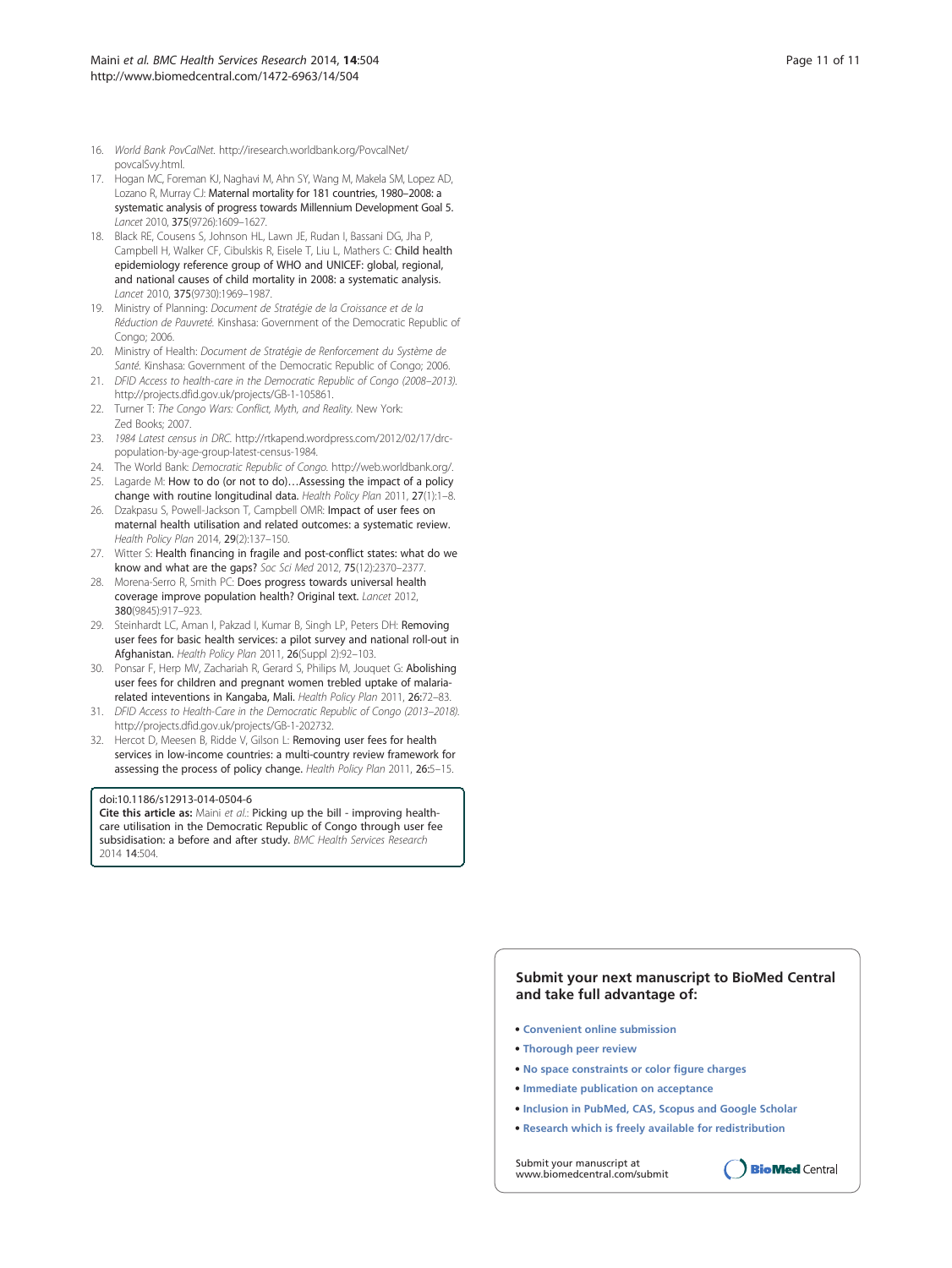16. *World Bank PovCalNet.* http://iresearch.worldbank.org/PovcalNet/povcalSvy.html.
17. Hogan MC, Foreman KJ, Naghavi M, Ahn SY, Wang M, Makela SM, Lopez AD, Lozano R, Murray CJ: Maternal mortality for 181 countries, 1980–2008: a systematic analysis of progress towards Millennium Development Goal 5. *Lancet* 2010, **375**(9726):1609–1627.
18. Black RE, Cousens S, Johnson HL, Lawn JE, Rudan I, Bassani DG, Jha P, Campbell H, Walker CF, Cibulskis R, Eisele T, Liu L, Mathers C: Child health epidemiology reference group of WHO and UNICEF: global, regional, and national causes of child mortality in 2008: a systematic analysis. *Lancet* 2010, **375**(9730):1969–1987.
19. Ministry of Planning: *Document de Stratégie de la Croissance et de la Réduction de Pauvreté.* Kinshasa: Government of the Democratic Republic of Congo; 2006.
20. Ministry of Health: *Document de Stratégie de Renforcement du Système de Santé.* Kinshasa: Government of the Democratic Republic of Congo; 2006.
21. *DFID Access to health-care in the Democratic Republic of Congo (2008–2013).* http://projects.dfid.gov.uk/projects/GB-1-105861.
22. Turner T: *The Congo Wars: Conflict, Myth, and Reality.* New York: Zed Books; 2007.
23. *1984 Latest census in DRC.* http://rtkapend.wordpress.com/2012/02/17/drc-population-by-age-group-latest-census-1984.
24. The World Bank: *Democratic Republic of Congo.* http://web.worldbank.org/.
25. Lagarde M: How to do (or not to do)…Assessing the impact of a policy change with routine longitudinal data. *Health Policy Plan* 2011, **27**(1):1–8.
26. Dzakpasu S, Powell-Jackson T, Campbell OMR: Impact of user fees on maternal health utilisation and related outcomes: a systematic review. *Health Policy Plan* 2014, **29**(2):137–150.
27. Witter S: Health financing in fragile and post-conflict states: what do we know and what are the gaps? *Soc Sci Med* 2012, **75**(12):2370–2377.
28. Morena-Serro R, Smith PC: Does progress towards universal health coverage improve population health? Original text. *Lancet* 2012, **380**(9845):917–923.
29. Steinhardt LC, Aman I, Pakzad I, Kumar B, Singh LP, Peters DH: Removing user fees for basic health services: a pilot survey and national roll-out in Afghanistan. *Health Policy Plan* 2011, **26**(Suppl 2):92–103.
30. Ponsar F, Herp MV, Zachariah R, Gerard S, Philips M, Jouquet G: Abolishing user fees for children and pregnant women trebled uptake of malaria-related inteventions in Kangaba, Mali. *Health Policy Plan* 2011, **26**:72–83.
31. *DFID Access to Health-Care in the Democratic Republic of Congo (2013–2018).* http://projects.dfid.gov.uk/projects/GB-1-202732.
32. Hercot D, Meesen B, Ridde V, Gilson L: Removing user fees for health services in low-income countries: a multi-country review framework for assessing the process of policy change. *Health Policy Plan* 2011, **26**:5–15.

doi:10.1186/s12913-014-0504-6
**Cite this article as:** Maini *et al.*: Picking up the bill - improving health-care utilisation in the Democratic Republic of Congo through user fee subsidisation: a before and after study. *BMC Health Services Research* 2014 **14**:504.

**Submit your next manuscript to BioMed Central and take full advantage of:**

- **Convenient online submission**
- **Thorough peer review**
- **No space constraints or color figure charges**
- **Immediate publication on acceptance**
- **Inclusion in PubMed, CAS, Scopus and Google Scholar**
- **Research which is freely available for redistribution**

Submit your manuscript at www.biomedcentral.com/submit

BioMed Central